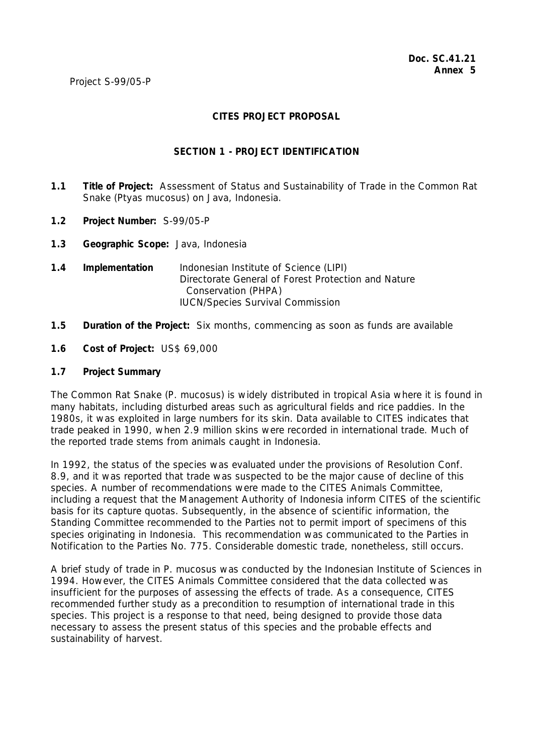**Doc. SC.41.21**
**Annex 5**

Project S-99/05-P

## CITES PROJECT PROPOSAL

### SECTION 1 - PROJECT IDENTIFICATION

**1.1 Title of Project:** Assessment of Status and Sustainability of Trade in the Common Rat Snake (Ptyas mucosus) on Java, Indonesia.

**1.2 Project Number:** S-99/05-P

**1.3 Geographic Scope:** Java, Indonesia

**1.4 Implementation** Indonesian Institute of Science (LIPI)
Directorate General of Forest Protection and Nature Conservation (PHPA)
IUCN/Species Survival Commission

**1.5 Duration of the Project:** Six months, commencing as soon as funds are available

**1.6 Cost of Project:** US$ 69,000

**1.7 Project Summary**

The Common Rat Snake (P. mucosus) is widely distributed in tropical Asia where it is found in many habitats, including disturbed areas such as agricultural fields and rice paddies. In the 1980s, it was exploited in large numbers for its skin. Data available to CITES indicates that trade peaked in 1990, when 2.9 million skins were recorded in international trade. Much of the reported trade stems from animals caught in Indonesia.

In 1992, the status of the species was evaluated under the provisions of Resolution Conf. 8.9, and it was reported that trade was suspected to be the major cause of decline of this species. A number of recommendations were made to the CITES Animals Committee, including a request that the Management Authority of Indonesia inform CITES of the scientific basis for its capture quotas. Subsequently, in the absence of scientific information, the Standing Committee recommended to the Parties not to permit import of specimens of this species originating in Indonesia. This recommendation was communicated to the Parties in Notification to the Parties No. 775. Considerable domestic trade, nonetheless, still occurs.

A brief study of trade in P. mucosus was conducted by the Indonesian Institute of Sciences in 1994. However, the CITES Animals Committee considered that the data collected was insufficient for the purposes of assessing the effects of trade. As a consequence, CITES recommended further study as a precondition to resumption of international trade in this species. This project is a response to that need, being designed to provide those data necessary to assess the present status of this species and the probable effects and sustainability of harvest.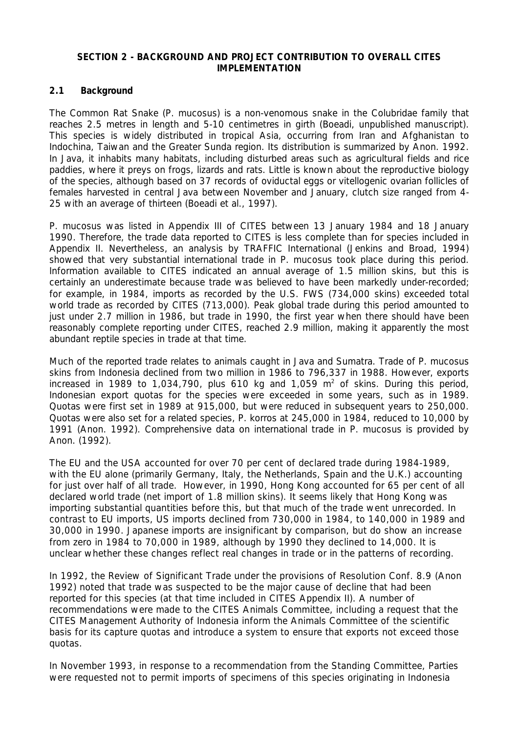**SECTION 2 - BACKGROUND AND PROJECT CONTRIBUTION TO OVERALL CITES IMPLEMENTATION**

## 2.1 Background

The Common Rat Snake (*P. mucosus*) is a non-venomous snake in the Colubridae family that reaches 2.5 metres in length and 5-10 centimetres in girth (Boeadi, unpublished manuscript). This species is widely distributed in tropical Asia, occurring from Iran and Afghanistan to Indochina, Taiwan and the Greater Sunda region. Its distribution is summarized by Anon. 1992. In Java, it inhabits many habitats, including disturbed areas such as agricultural fields and rice paddies, where it preys on frogs, lizards and rats. Little is known about the reproductive biology of the species, although based on 37 records of oviductal eggs or vitellogenic ovarian follicles of females harvested in central Java between November and January, clutch size ranged from 4-25 with an average of thirteen (Boeadi et al., 1997).

*P. mucosus* was listed in Appendix III of CITES between 13 January 1984 and 18 January 1990. Therefore, the trade data reported to CITES is less complete than for species included in Appendix II. Nevertheless, an analysis by TRAFFIC International (Jenkins and Broad, 1994) showed that very substantial international trade in *P. mucosus* took place during this period. Information available to CITES indicated an annual average of 1.5 million skins, but this is certainly an underestimate because trade was believed to have been markedly under-recorded; for example, in 1984, imports as recorded by the U.S. FWS (734,000 skins) exceeded total world trade as recorded by CITES (713,000). Peak global trade during this period amounted to just under 2.7 million in 1986, but trade in 1990, the first year when there should have been reasonably complete reporting under CITES, reached 2.9 million, making it apparently the most abundant reptile species in trade at that time.

Much of the reported trade relates to animals caught in Java and Sumatra. Trade of *P. mucosus* skins from Indonesia declined from two million in 1986 to 796,337 in 1988. However, exports increased in 1989 to 1,034,790, plus 610 kg and 1,059 $m^2$ of skins. During this period, Indonesian export quotas for the species were exceeded in some years, such as in 1989. Quotas were first set in 1989 at 915,000, but were reduced in subsequent years to 250,000. Quotas were also set for a related species, *P. korros* at 245,000 in 1984, reduced to 10,000 by 1991 (Anon. 1992). Comprehensive data on international trade in *P. mucosus* is provided by Anon. (1992).

The EU and the USA accounted for over 70 per cent of declared trade during 1984-1989, with the EU alone (primarily Germany, Italy, the Netherlands, Spain and the U.K.) accounting for just over half of all trade. However, in 1990, Hong Kong accounted for 65 per cent of all declared world trade (net import of 1.8 million skins). It seems likely that Hong Kong was importing substantial quantities before this, but that much of the trade went unrecorded. In contrast to EU imports, US imports declined from 730,000 in 1984, to 140,000 in 1989 and 30,000 in 1990. Japanese imports are insignificant by comparison, but do show an increase from zero in 1984 to 70,000 in 1989, although by 1990 they declined to 14,000. It is unclear whether these changes reflect real changes in trade or in the patterns of recording.

In 1992, the Review of Significant Trade under the provisions of Resolution Conf. 8.9 (Anon 1992) noted that trade was suspected to be the major cause of decline that had been reported for this species (at that time included in CITES Appendix II). A number of recommendations were made to the CITES Animals Committee, including a request that the CITES Management Authority of Indonesia inform the Animals Committee of the scientific basis for its capture quotas and introduce a system to ensure that exports not exceed those quotas.

In November 1993, in response to a recommendation from the Standing Committee, Parties were requested not to permit imports of specimens of this species originating in Indonesia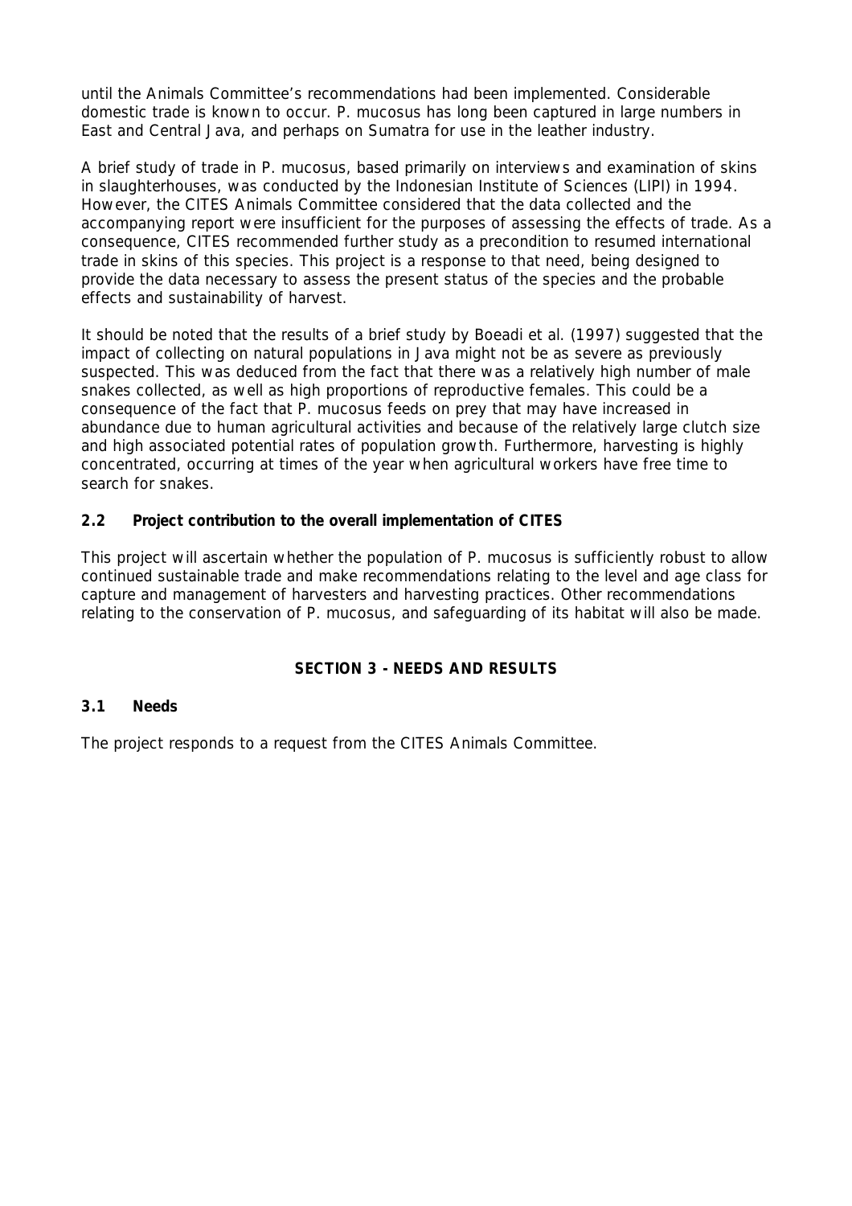until the Animals Committee's recommendations had been implemented. Considerable domestic trade is known to occur. P. mucosus has long been captured in large numbers in East and Central Java, and perhaps on Sumatra for use in the leather industry.

A brief study of trade in P. mucosus, based primarily on interviews and examination of skins in slaughterhouses, was conducted by the Indonesian Institute of Sciences (LIPI) in 1994. However, the CITES Animals Committee considered that the data collected and the accompanying report were insufficient for the purposes of assessing the effects of trade. As a consequence, CITES recommended further study as a precondition to resumed international trade in skins of this species. This project is a response to that need, being designed to provide the data necessary to assess the present status of the species and the probable effects and sustainability of harvest.

It should be noted that the results of a brief study by Boeadi et al. (1997) suggested that the impact of collecting on natural populations in Java might not be as severe as previously suspected. This was deduced from the fact that there was a relatively high number of male snakes collected, as well as high proportions of reproductive females. This could be a consequence of the fact that P. mucosus feeds on prey that may have increased in abundance due to human agricultural activities and because of the relatively large clutch size and high associated potential rates of population growth. Furthermore, harvesting is highly concentrated, occurring at times of the year when agricultural workers have free time to search for snakes.

### 2.2 Project contribution to the overall implementation of CITES

This project will ascertain whether the population of P. mucosus is sufficiently robust to allow continued sustainable trade and make recommendations relating to the level and age class for capture and management of harvesters and harvesting practices. Other recommendations relating to the conservation of P. mucosus, and safeguarding of its habitat will also be made.

## SECTION 3 - NEEDS AND RESULTS

### 3.1 Needs

The project responds to a request from the CITES Animals Committee.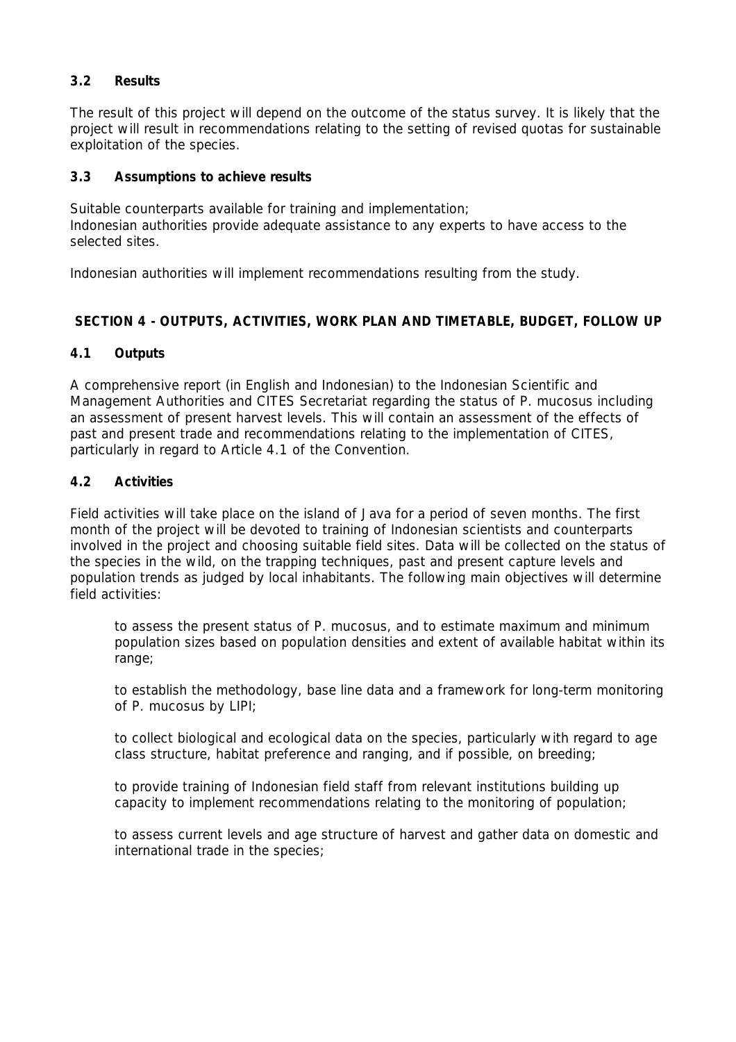### 3.2 Results

The result of this project will depend on the outcome of the status survey. It is likely that the project will result in recommendations relating to the setting of revised quotas for sustainable exploitation of the species.

### 3.3 Assumptions to achieve results

Suitable counterparts available for training and implementation;
Indonesian authorities provide adequate assistance to any experts to have access to the selected sites.

Indonesian authorities will implement recommendations resulting from the study.

## SECTION 4 - OUTPUTS, ACTIVITIES, WORK PLAN AND TIMETABLE, BUDGET, FOLLOW UP

### 4.1 Outputs

A comprehensive report (in English and Indonesian) to the Indonesian Scientific and Management Authorities and CITES Secretariat regarding the status of P. mucosus including an assessment of present harvest levels. This will contain an assessment of the effects of past and present trade and recommendations relating to the implementation of CITES, particularly in regard to Article 4.1 of the Convention.

### 4.2 Activities

Field activities will take place on the island of Java for a period of seven months. The first month of the project will be devoted to training of Indonesian scientists and counterparts involved in the project and choosing suitable field sites. Data will be collected on the status of the species in the wild, on the trapping techniques, past and present capture levels and population trends as judged by local inhabitants. The following main objectives will determine field activities:

to assess the present status of P. mucosus, and to estimate maximum and minimum population sizes based on population densities and extent of available habitat within its range;

to establish the methodology, base line data and a framework for long-term monitoring of P. mucosus by LIPI;

to collect biological and ecological data on the species, particularly with regard to age class structure, habitat preference and ranging, and if possible, on breeding;

to provide training of Indonesian field staff from relevant institutions building up capacity to implement recommendations relating to the monitoring of population;

to assess current levels and age structure of harvest and gather data on domestic and international trade in the species;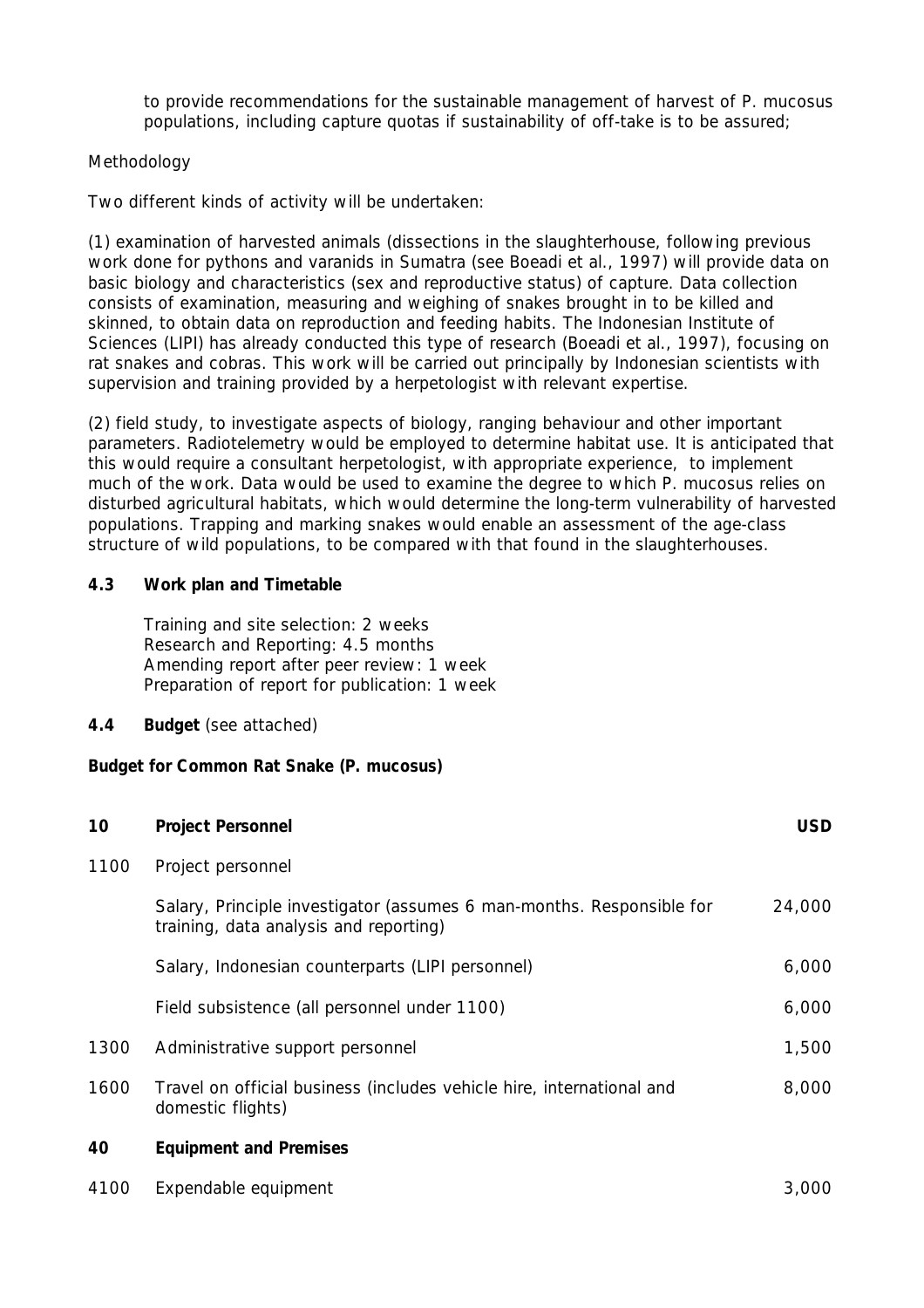to provide recommendations for the sustainable management of harvest of P. mucosus populations, including capture quotas if sustainability of off-take is to be assured;

Methodology

Two different kinds of activity will be undertaken:

(1) examination of harvested animals (dissections in the slaughterhouse, following previous work done for pythons and varanids in Sumatra (see Boeadi et al., 1997) will provide data on basic biology and characteristics (sex and reproductive status) of capture. Data collection consists of examination, measuring and weighing of snakes brought in to be killed and skinned, to obtain data on reproduction and feeding habits. The Indonesian Institute of Sciences (LIPI) has already conducted this type of research (Boeadi et al., 1997), focusing on rat snakes and cobras. This work will be carried out principally by Indonesian scientists with supervision and training provided by a herpetologist with relevant expertise.

(2) field study, to investigate aspects of biology, ranging behaviour and other important parameters. Radiotelemetry would be employed to determine habitat use. It is anticipated that this would require a consultant herpetologist, with appropriate experience, to implement much of the work. Data would be used to examine the degree to which P. mucosus relies on disturbed agricultural habitats, which would determine the long-term vulnerability of harvested populations. Trapping and marking snakes would enable an assessment of the age-class structure of wild populations, to be compared with that found in the slaughterhouses.

**4.3 Work plan and Timetable**

Training and site selection: 2 weeks
Research and Reporting: 4.5 months
Amending report after peer review: 1 week
Preparation of report for publication: 1 week

**4.4 Budget** (see attached)

**Budget for Common Rat Snake (P. mucosus)**

| | | |
|---|---|---|
| **10** | **Project Personnel** | **USD** |
| 1100 | Project personnel | |
| | Salary, Principle investigator (assumes 6 man-months. Responsible for training, data analysis and reporting) | 24,000 |
| | Salary, Indonesian counterparts (LIPI personnel) | 6,000 |
| | Field subsistence (all personnel under 1100) | 6,000 |
| 1300 | Administrative support personnel | 1,500 |
| 1600 | Travel on official business (includes vehicle hire, international and domestic flights) | 8,000 |
| **40** | **Equipment and Premises** | |
| 4100 | Expendable equipment | 3,000 |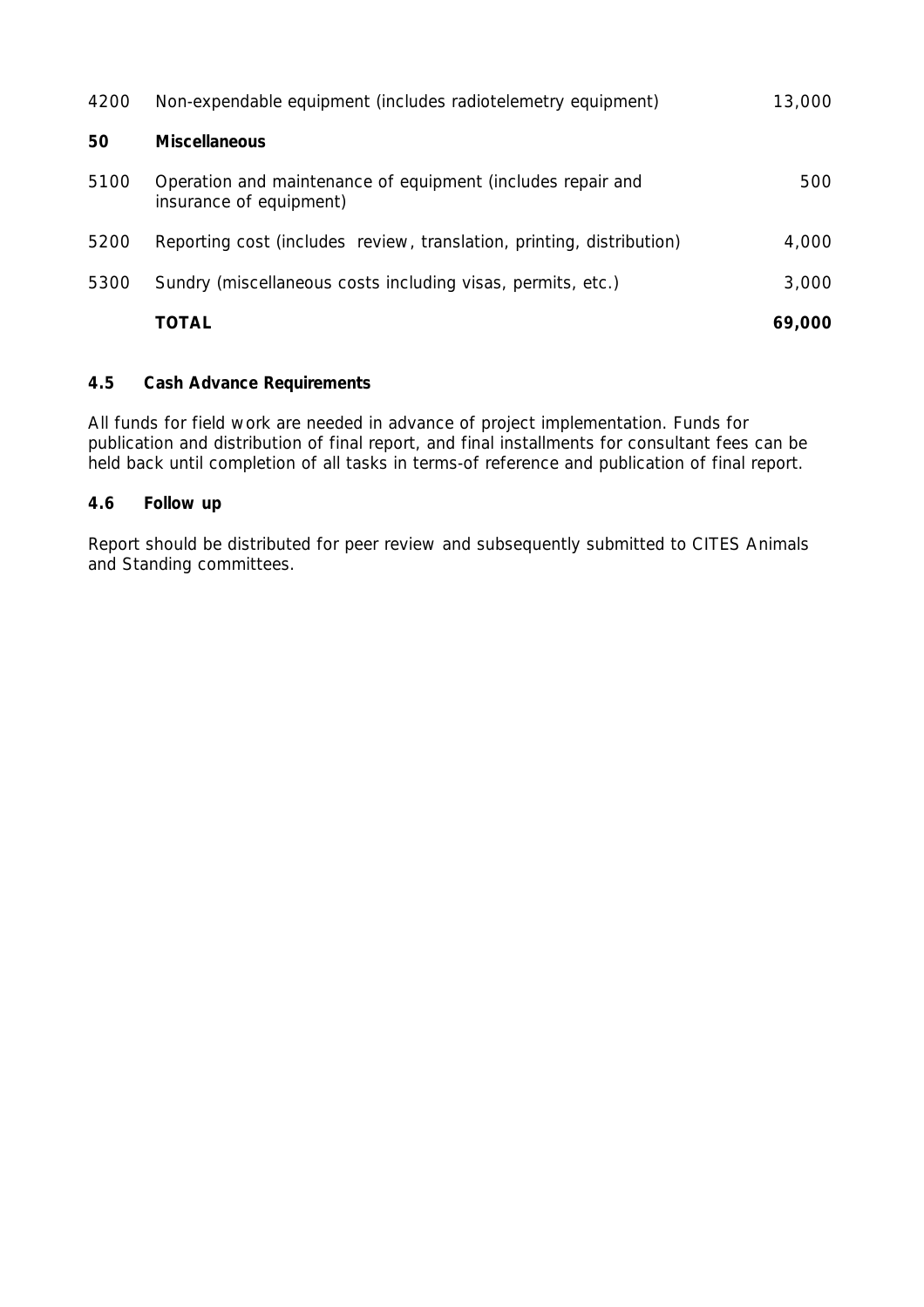| | | |
|---|---|---|
| 4200 | Non-expendable equipment (includes radiotelemetry equipment) | 13,000 |
| **50** | **Miscellaneous** | |
| 5100 | Operation and maintenance of equipment (includes repair and insurance of equipment) | 500 |
| 5200 | Reporting cost (includes review, translation, printing, distribution) | 4,000 |
| 5300 | Sundry (miscellaneous costs including visas, permits, etc.) | 3,000 |
| | **TOTAL** | **69,000** |

### 4.5 Cash Advance Requirements

All funds for field work are needed in advance of project implementation. Funds for publication and distribution of final report, and final installments for consultant fees can be held back until completion of all tasks in terms-of reference and publication of final report.

### 4.6 Follow up

Report should be distributed for peer review and subsequently submitted to CITES Animals and Standing committees.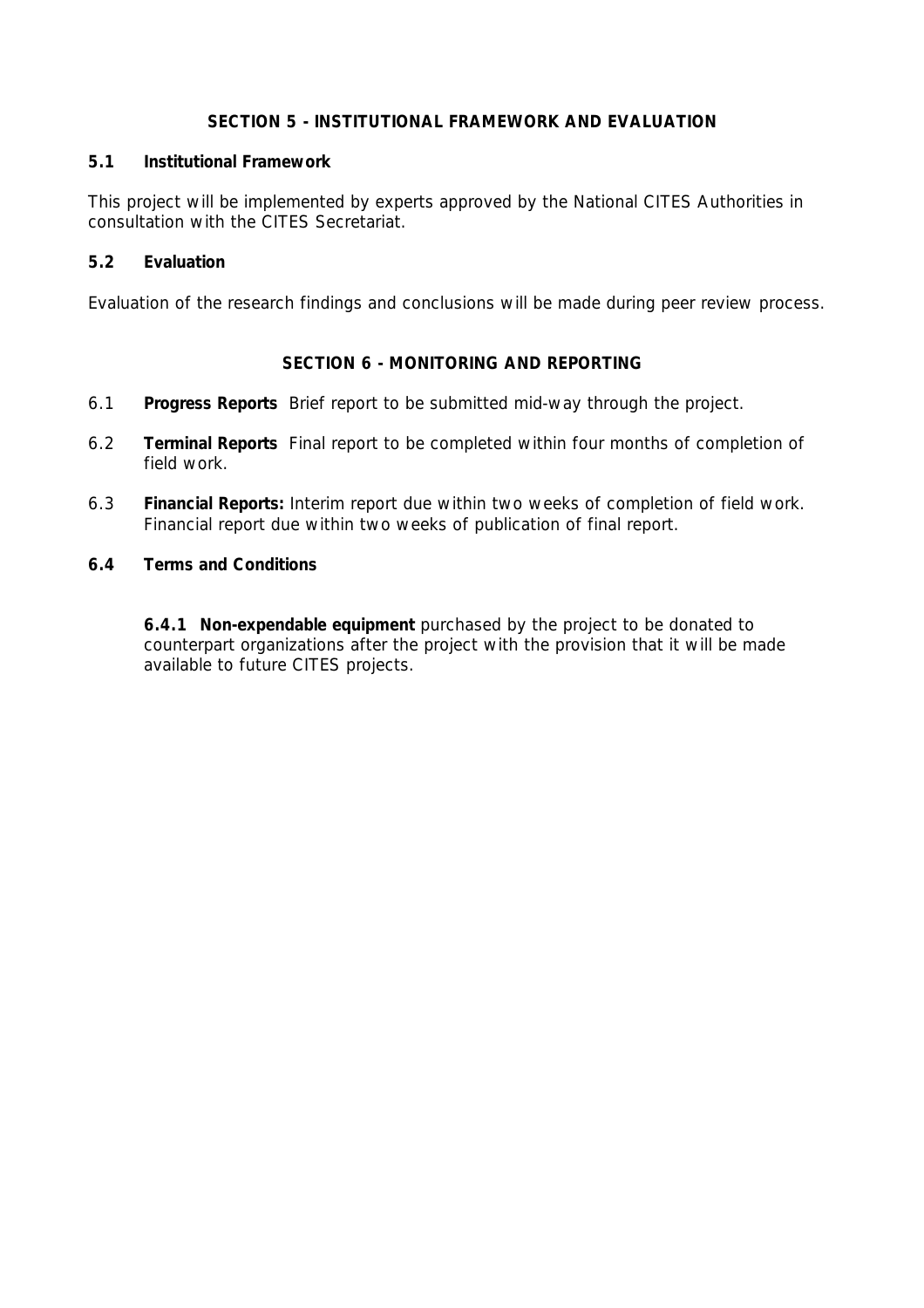## SECTION 5 - INSTITUTIONAL FRAMEWORK AND EVALUATION

### 5.1 Institutional Framework

This project will be implemented by experts approved by the National CITES Authorities in consultation with the CITES Secretariat.

### 5.2 Evaluation

Evaluation of the research findings and conclusions will be made during peer review process.

## SECTION 6 - MONITORING AND REPORTING

6.1 **Progress Reports** Brief report to be submitted mid-way through the project.

6.2 **Terminal Reports** Final report to be completed within four months of completion of field work.

6.3 **Financial Reports:** Interim report due within two weeks of completion of field work. Financial report due within two weeks of publication of final report.

### 6.4 Terms and Conditions

**6.4.1 Non-expendable equipment** purchased by the project to be donated to counterpart organizations after the project with the provision that it will be made available to future CITES projects.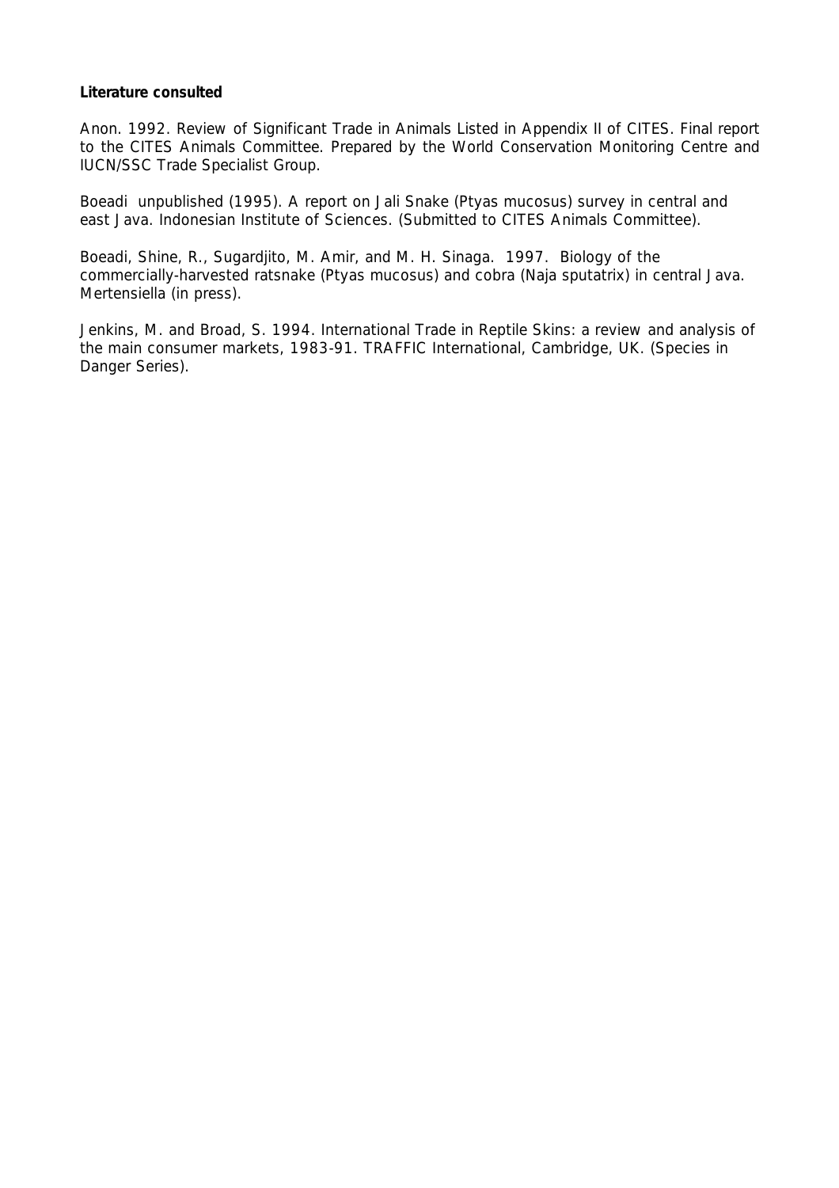**Literature consulted**

Anon. 1992. Review of Significant Trade in Animals Listed in Appendix II of CITES. Final report to the CITES Animals Committee. Prepared by the World Conservation Monitoring Centre and IUCN/SSC Trade Specialist Group.

Boeadi unpublished (1995). A report on Jali Snake (Ptyas mucosus) survey in central and east Java. Indonesian Institute of Sciences. (Submitted to CITES Animals Committee).

Boeadi, Shine, R., Sugardjito, M. Amir, and M. H. Sinaga. 1997. Biology of the commercially-harvested ratsnake (Ptyas mucosus) and cobra (Naja sputatrix) in central Java. Mertensiella (in press).

Jenkins, M. and Broad, S. 1994. International Trade in Reptile Skins: a review and analysis of the main consumer markets, 1983-91. TRAFFIC International, Cambridge, UK. (Species in Danger Series).